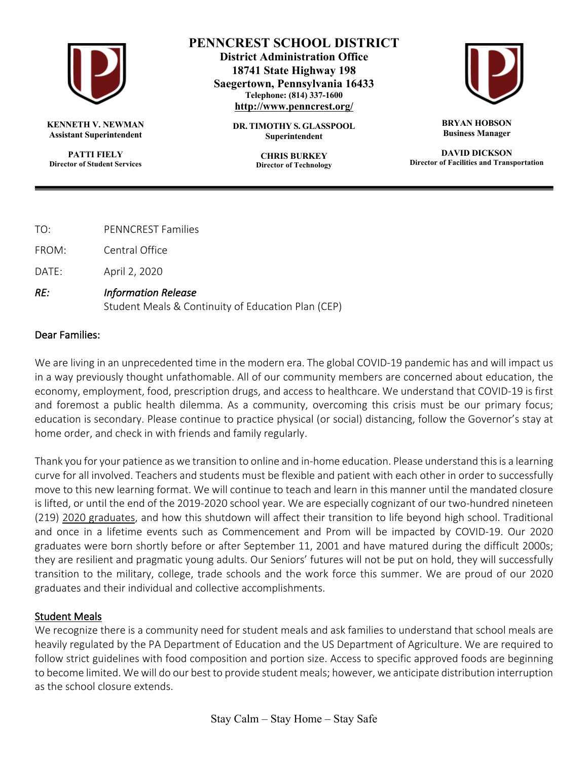# PENNCREST SCHOOL DISTRICT

**District Administration Office**
**18741 State Highway 198**
**Saegertown, Pennsylvania 16433**
**Telephone: (814) 337-1600**
**http://www.penncrest.org/**

**KENNETH V. NEWMAN**
**Assistant Superintendent**

**PATTI FIELY**
**Director of Student Services**

**DR. TIMOTHY S. GLASSPOOL**
**Superintendent**

**CHRIS BURKEY**
**Director of Technology**

**BRYAN HOBSON**
**Business Manager**

**DAVID DICKSON**
**Director of Facilities and Transportation**

---

TO: PENNCREST Families

FROM: Central Office

DATE: April 2, 2020

*RE:* *Information Release*
Student Meals & Continuity of Education Plan (CEP)

Dear Families:

We are living in an unprecedented time in the modern era. The global COVID-19 pandemic has and will impact us in a way previously thought unfathomable. All of our community members are concerned about education, the economy, employment, food, prescription drugs, and access to healthcare. We understand that COVID-19 is first and foremost a public health dilemma. As a community, overcoming this crisis must be our primary focus; education is secondary. Please continue to practice physical (or social) distancing, follow the Governor's stay at home order, and check in with friends and family regularly.

Thank you for your patience as we transition to online and in-home education. Please understand this is a learning curve for all involved. Teachers and students must be flexible and patient with each other in order to successfully move to this new learning format. We will continue to teach and learn in this manner until the mandated closure is lifted, or until the end of the 2019-2020 school year. We are especially cognizant of our two-hundred nineteen (219) 2020 graduates, and how this shutdown will affect their transition to life beyond high school. Traditional and once in a lifetime events such as Commencement and Prom will be impacted by COVID-19. Our 2020 graduates were born shortly before or after September 11, 2001 and have matured during the difficult 2000s; they are resilient and pragmatic young adults. Our Seniors' futures will not be put on hold, they will successfully transition to the military, college, trade schools and the work force this summer. We are proud of our 2020 graduates and their individual and collective accomplishments.

## Student Meals

We recognize there is a community need for student meals and ask families to understand that school meals are heavily regulated by the PA Department of Education and the US Department of Agriculture. We are required to follow strict guidelines with food composition and portion size. Access to specific approved foods are beginning to become limited. We will do our best to provide student meals; however, we anticipate distribution interruption as the school closure extends.

Stay Calm – Stay Home – Stay Safe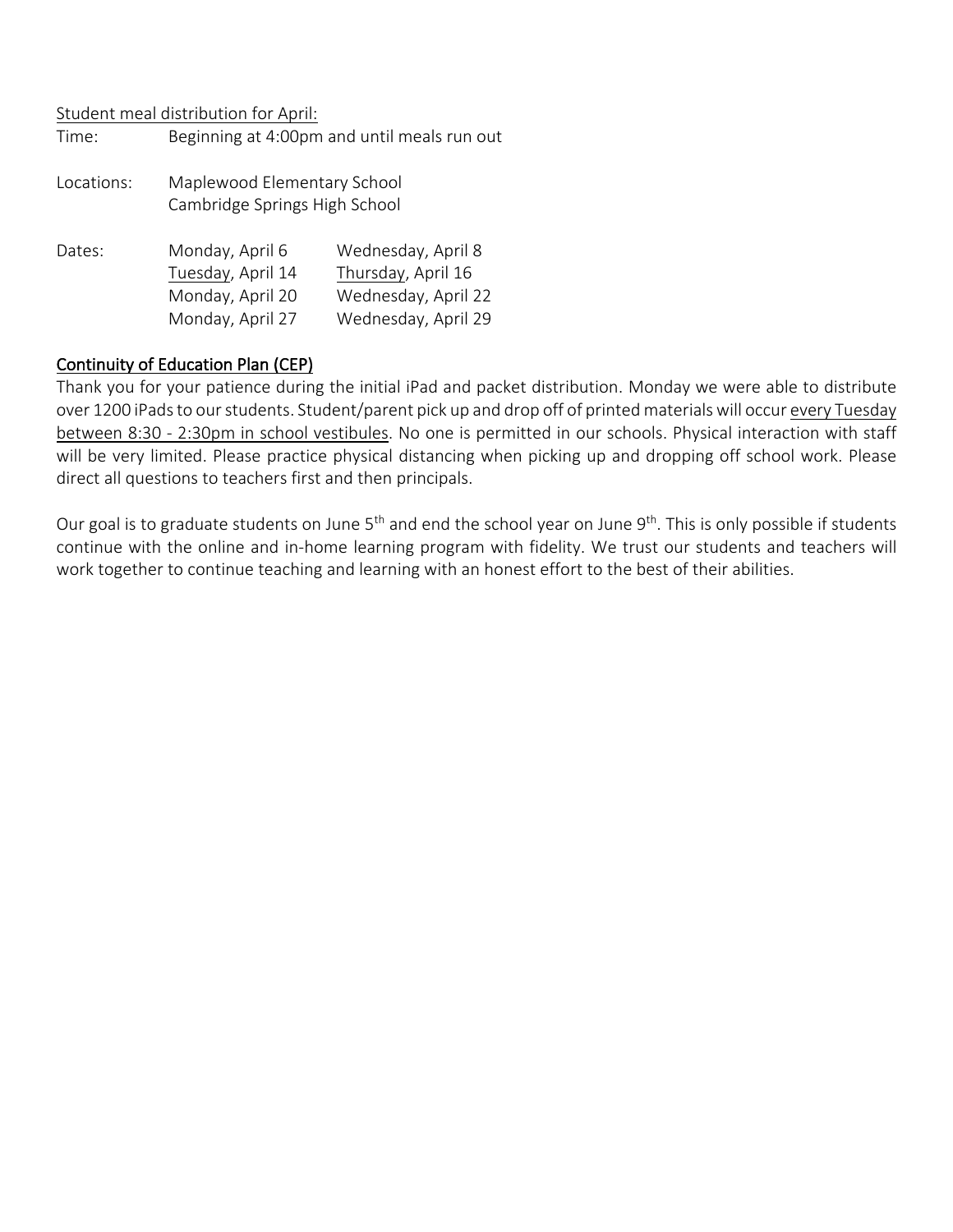Student meal distribution for April:

Time: Beginning at 4:00pm and until meals run out

Locations: Maplewood Elementary School
Cambridge Springs High School

| | | |
|---|---|---|
| Dates: | Monday, April 6 | Wednesday, April 8 |
| | Tuesday, April 14 | Thursday, April 16 |
| | Monday, April 20 | Wednesday, April 22 |
| | Monday, April 27 | Wednesday, April 29 |

## Continuity of Education Plan (CEP)

Thank you for your patience during the initial iPad and packet distribution. Monday we were able to distribute over 1200 iPads to our students. Student/parent pick up and drop off of printed materials will occur every Tuesday between 8:30 - 2:30pm in school vestibules. No one is permitted in our schools. Physical interaction with staff will be very limited. Please practice physical distancing when picking up and dropping off school work. Please direct all questions to teachers first and then principals.

Our goal is to graduate students on June 5th and end the school year on June 9th. This is only possible if students continue with the online and in-home learning program with fidelity. We trust our students and teachers will work together to continue teaching and learning with an honest effort to the best of their abilities.